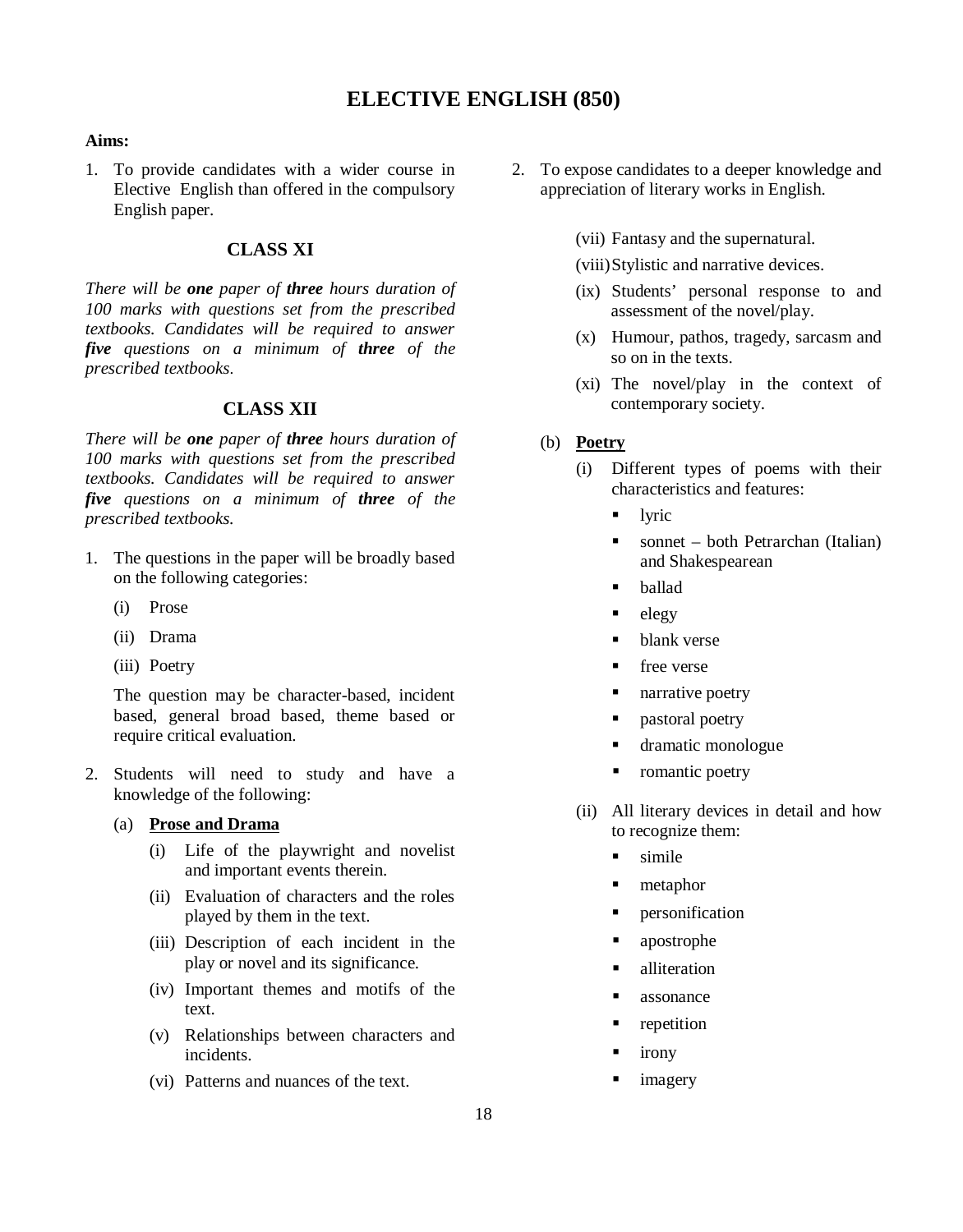# ELECTIVE ENGLISH (850)

**Aims:**

1. To provide candidates with a wider course in Elective English than offered in the compulsory English paper.

2. To expose candidates to a deeper knowledge and appreciation of literary works in English.

## CLASS XI

*There will be **one** paper of **three** hours duration of 100 marks with questions set from the prescribed textbooks. Candidates will be required to answer **five** questions on a minimum of **three** of the prescribed textbooks.*

## CLASS XII

*There will be **one** paper of **three** hours duration of 100 marks with questions set from the prescribed textbooks. Candidates will be required to answer **five** questions on a minimum of **three** of the prescribed textbooks.*

1. The questions in the paper will be broadly based on the following categories:

   (i) Prose

   (ii) Drama

   (iii) Poetry

   The question may be character-based, incident based, general broad based, theme based or require critical evaluation.

2. Students will need to study and have a knowledge of the following:

   (a) **Prose and Drama**

   (i) Life of the playwright and novelist and important events therein.

   (ii) Evaluation of characters and the roles played by them in the text.

   (iii) Description of each incident in the play or novel and its significance.

   (iv) Important themes and motifs of the text.

   (v) Relationships between characters and incidents.

   (vi) Patterns and nuances of the text.

   (vii) Fantasy and the supernatural.

   (viii) Stylistic and narrative devices.

   (ix) Students' personal response to and assessment of the novel/play.

   (x) Humour, pathos, tragedy, sarcasm and so on in the texts.

   (xi) The novel/play in the context of contemporary society.

   (b) **Poetry**

   (i) Different types of poems with their characteristics and features:

   - lyric
   - sonnet – both Petrarchan (Italian) and Shakespearean
   - ballad
   - elegy
   - blank verse
   - free verse
   - narrative poetry
   - pastoral poetry
   - dramatic monologue
   - romantic poetry

   (ii) All literary devices in detail and how to recognize them:

   - simile
   - metaphor
   - personification
   - apostrophe
   - alliteration
   - assonance
   - repetition
   - irony
   - imagery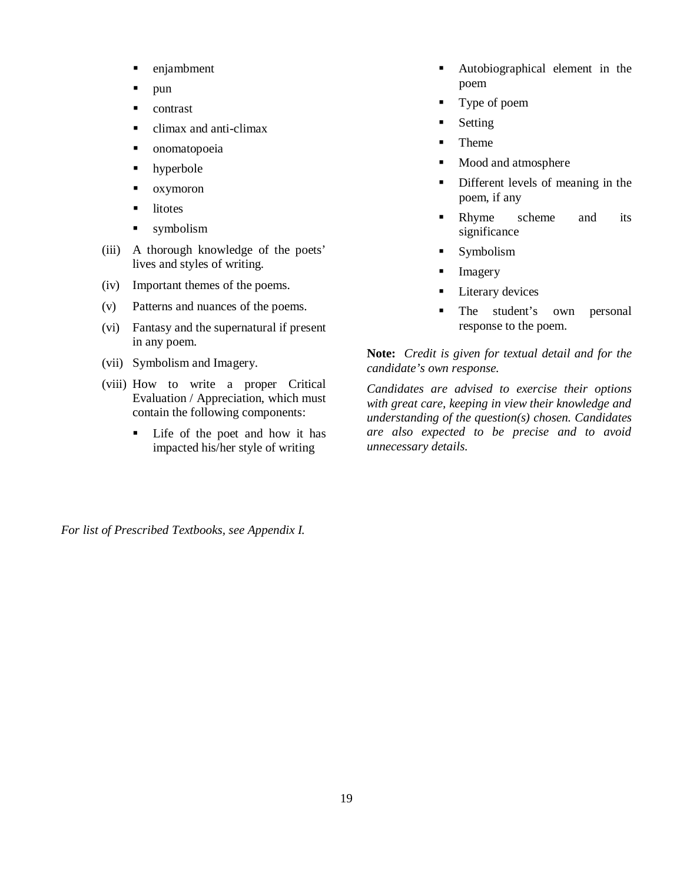- enjambment
- pun
- contrast
- climax and anti-climax
- onomatopoeia
- hyperbole
- oxymoron
- litotes
- symbolism

(iii) A thorough knowledge of the poets' lives and styles of writing.

(iv) Important themes of the poems.

(v) Patterns and nuances of the poems.

(vi) Fantasy and the supernatural if present in any poem.

(vii) Symbolism and Imagery.

(viii) How to write a proper Critical Evaluation / Appreciation, which must contain the following components:

- Life of the poet and how it has impacted his/her style of writing
- Autobiographical element in the poem
- Type of poem
- Setting
- Theme
- Mood and atmosphere
- Different levels of meaning in the poem, if any
- Rhyme scheme and its significance
- Symbolism
- Imagery
- Literary devices
- The student's own personal response to the poem.

**Note:** *Credit is given for textual detail and for the candidate's own response.*

*Candidates are advised to exercise their options with great care, keeping in view their knowledge and understanding of the question(s) chosen. Candidates are also expected to be precise and to avoid unnecessary details.*

*For list of Prescribed Textbooks, see Appendix I.*